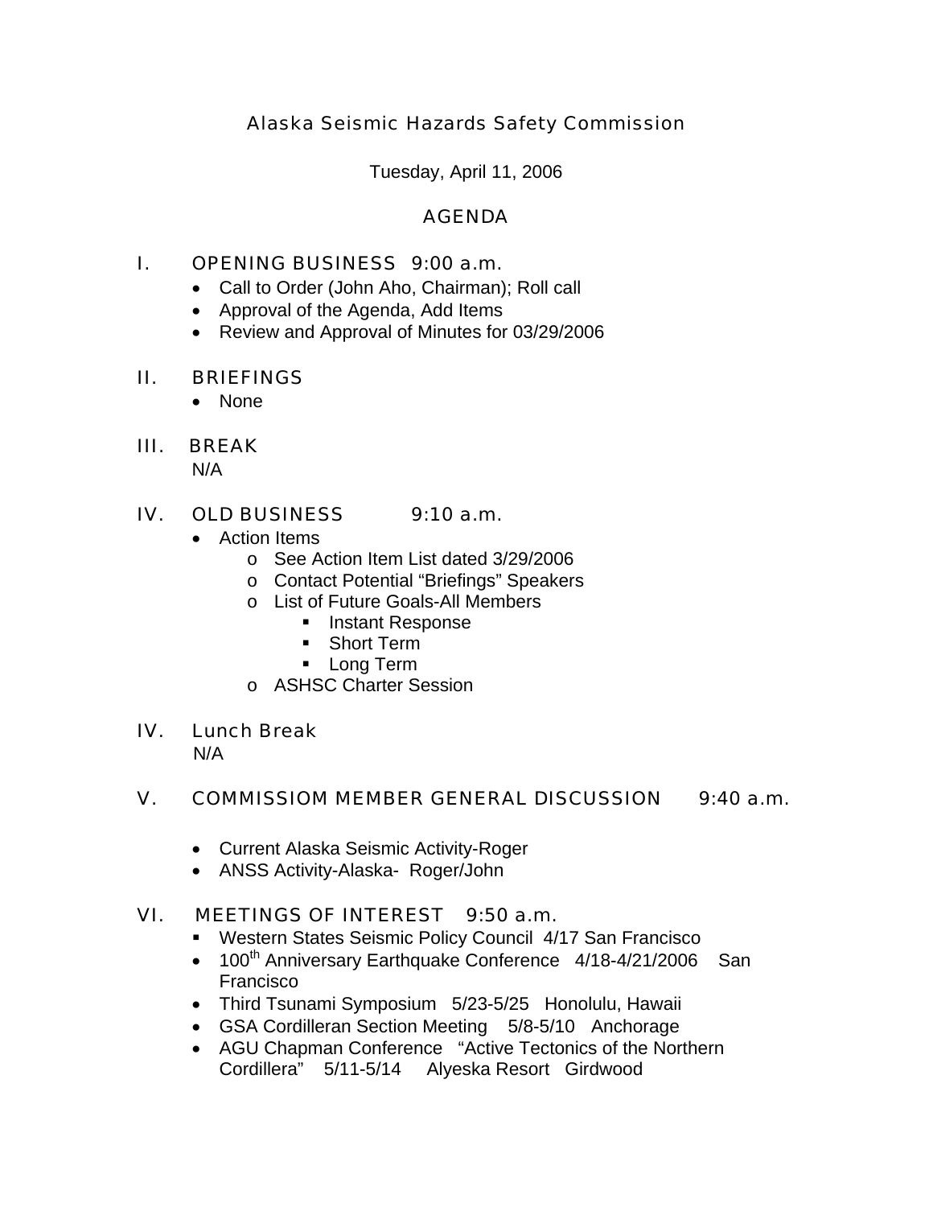# Alaska Seismic Hazards Safety Commission

Tuesday, April 11, 2006

## AGENDA

## I. OPENING BUSINESS 9:00 a.m.

- Call to Order (John Aho, Chairman); Roll call
- Approval of the Agenda, Add Items
- Review and Approval of Minutes for 03/29/2006

## II. BRIEFINGS

- None

## III. BREAK

N/A

## IV. OLD BUSINESS 9:10 a.m.

- Action Items
  - See Action Item List dated 3/29/2006
  - Contact Potential "Briefings" Speakers
  - List of Future Goals-All Members
    - Instant Response
    - Short Term
    - Long Term
  - ASHSC Charter Session

## IV. Lunch Break

N/A

## V. COMMISSIOM MEMBER GENERAL DISCUSSION 9:40 a.m.

- Current Alaska Seismic Activity-Roger
- ANSS Activity-Alaska- Roger/John

## VI. MEETINGS OF INTEREST 9:50 a.m.

- Western States Seismic Policy Council 4/17 San Francisco
- 100th Anniversary Earthquake Conference 4/18-4/21/2006 San Francisco
- Third Tsunami Symposium 5/23-5/25 Honolulu, Hawaii
- GSA Cordilleran Section Meeting 5/8-5/10 Anchorage
- AGU Chapman Conference "Active Tectonics of the Northern Cordillera" 5/11-5/14 Alyeska Resort Girdwood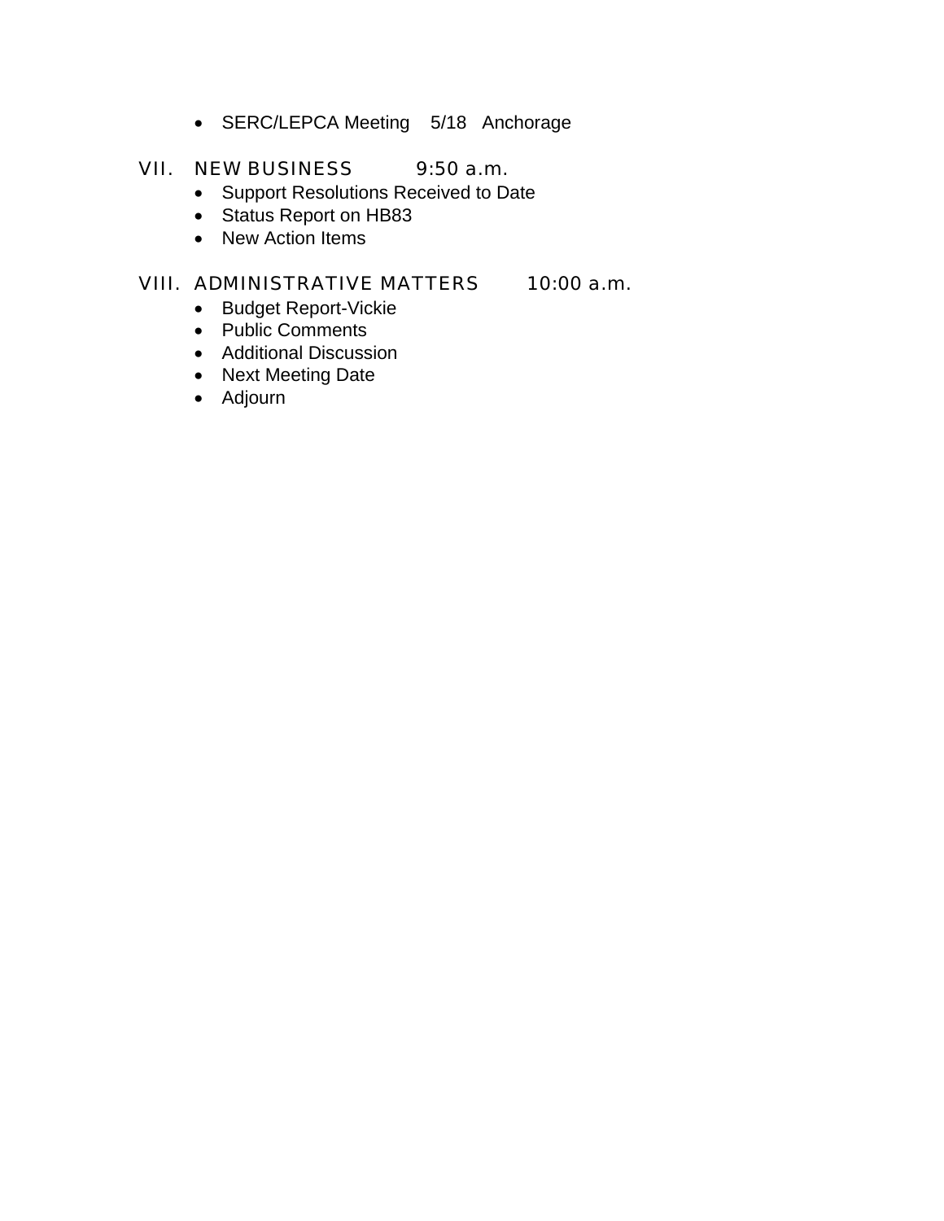- SERC/LEPCA Meeting 5/18 Anchorage

## VII. NEW BUSINESS 9:50 a.m.

- Support Resolutions Received to Date
- Status Report on HB83
- New Action Items

## VIII. ADMINISTRATIVE MATTERS 10:00 a.m.

- Budget Report-Vickie
- Public Comments
- Additional Discussion
- Next Meeting Date
- Adjourn